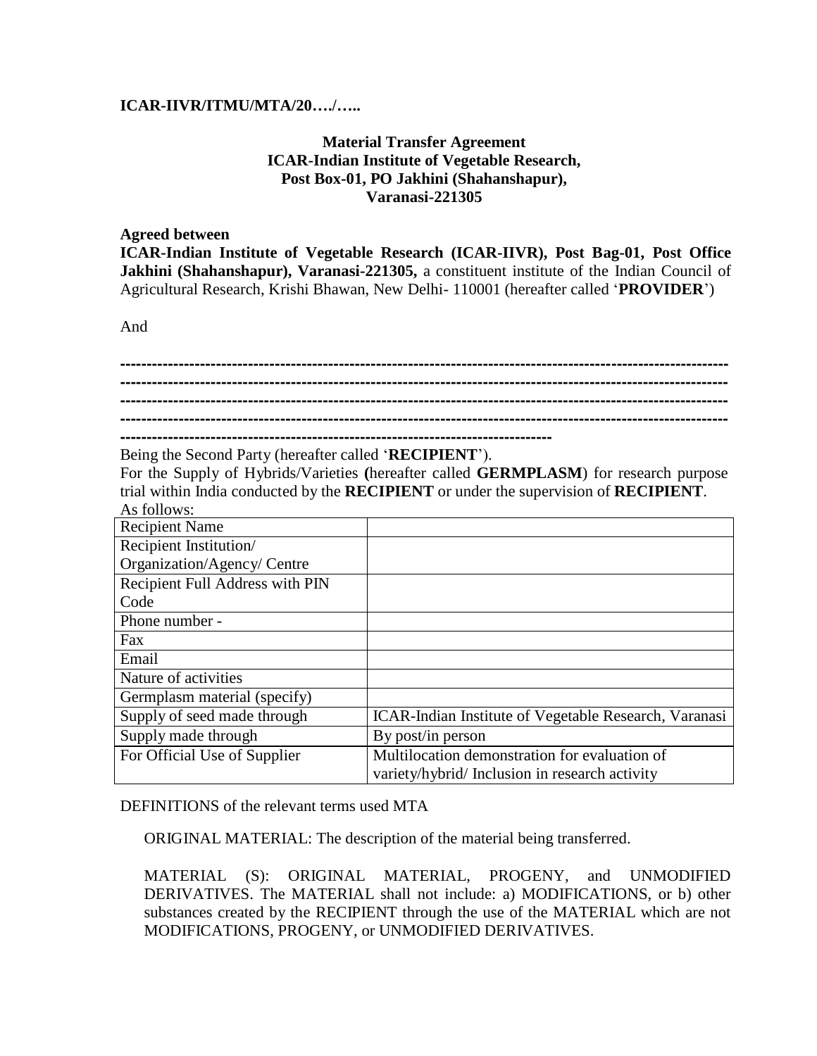**ICAR-IIVR/ITMU/MTA/20…./…..**

**Material Transfer Agreement**
**ICAR-Indian Institute of Vegetable Research,**
**Post Box-01, PO Jakhini (Shahanshapur),**
**Varanasi-221305**

**Agreed between**

**ICAR-Indian Institute of Vegetable Research (ICAR-IIVR), Post Bag-01, Post Office Jakhini (Shahanshapur), Varanasi-221305,** a constituent institute of the Indian Council of Agricultural Research, Krishi Bhawan, New Delhi- 110001 (hereafter called '**PROVIDER**')

And

**-------------------------------------------------------------------------------------------------------------**
**-------------------------------------------------------------------------------------------------------------**
**-------------------------------------------------------------------------------------------------------------**
**-------------------------------------------------------------------------------------------------------------**
**------------------------------------------------------------------------------**

Being the Second Party (hereafter called '**RECIPIENT**').

For the Supply of Hybrids/Varieties **(**hereafter called **GERMPLASM**) for research purpose trial within India conducted by the **RECIPIENT** or under the supervision of **RECIPIENT**.

As follows:

| Recipient Name | |
|---|---|
| Recipient Institution/ Organization/Agency/ Centre | |
| Recipient Full Address with PIN Code | |
| Phone number - | |
| Fax | |
| Email | |
| Nature of activities | |
| Germplasm material (specify) | |
| Supply of seed made through | ICAR-Indian Institute of Vegetable Research, Varanasi |
| Supply made through | By post/in person |
| For Official Use of Supplier | Multilocation demonstration for evaluation of variety/hybrid/ Inclusion in research activity |

DEFINITIONS of the relevant terms used MTA

ORIGINAL MATERIAL: The description of the material being transferred.

MATERIAL (S): ORIGINAL MATERIAL, PROGENY, and UNMODIFIED DERIVATIVES. The MATERIAL shall not include: a) MODIFICATIONS, or b) other substances created by the RECIPIENT through the use of the MATERIAL which are not MODIFICATIONS, PROGENY, or UNMODIFIED DERIVATIVES.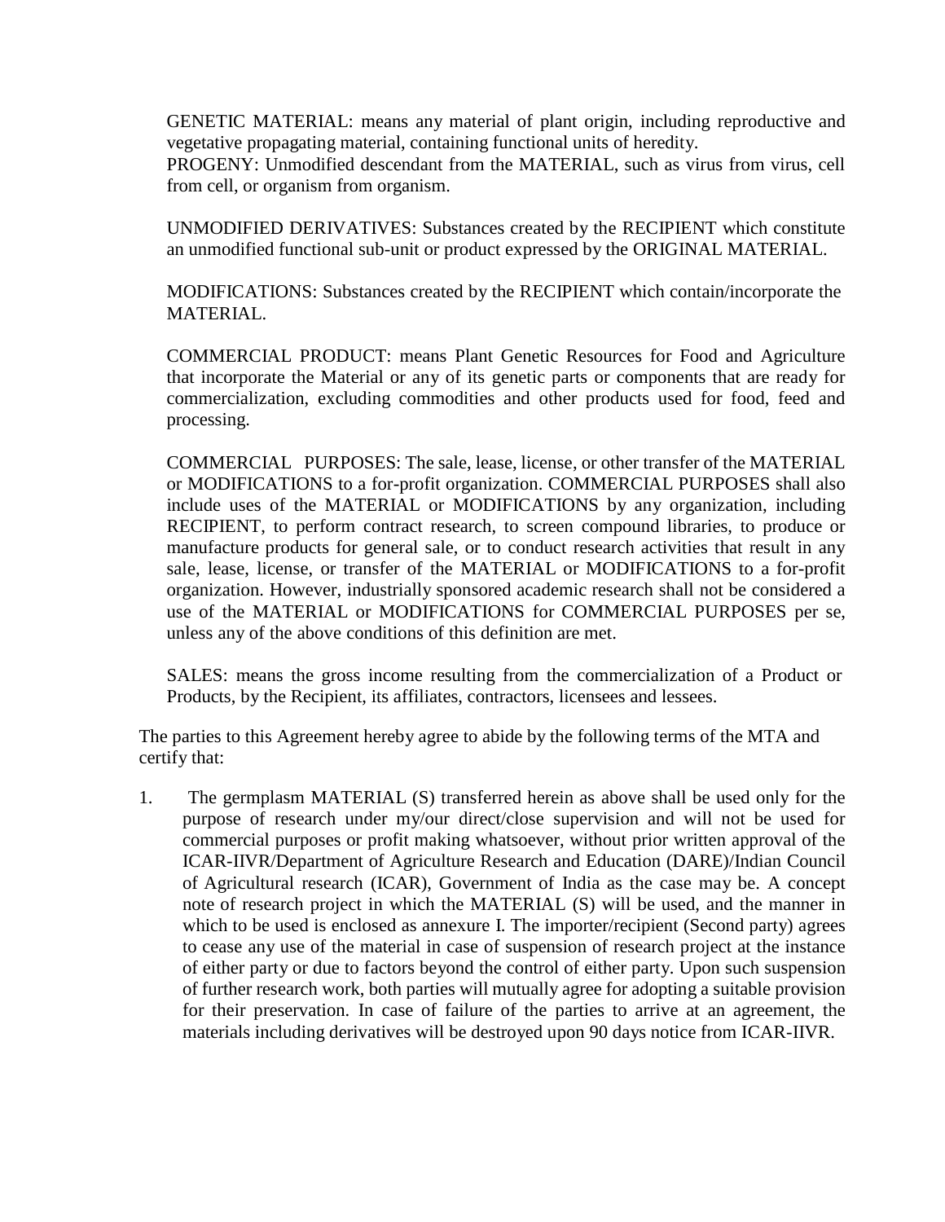GENETIC MATERIAL: means any material of plant origin, including reproductive and vegetative propagating material, containing functional units of heredity.
PROGENY: Unmodified descendant from the MATERIAL, such as virus from virus, cell from cell, or organism from organism.

UNMODIFIED DERIVATIVES: Substances created by the RECIPIENT which constitute an unmodified functional sub-unit or product expressed by the ORIGINAL MATERIAL.

MODIFICATIONS: Substances created by the RECIPIENT which contain/incorporate the MATERIAL.

COMMERCIAL PRODUCT: means Plant Genetic Resources for Food and Agriculture that incorporate the Material or any of its genetic parts or components that are ready for commercialization, excluding commodities and other products used for food, feed and processing.

COMMERCIAL PURPOSES: The sale, lease, license, or other transfer of the MATERIAL or MODIFICATIONS to a for-profit organization. COMMERCIAL PURPOSES shall also include uses of the MATERIAL or MODIFICATIONS by any organization, including RECIPIENT, to perform contract research, to screen compound libraries, to produce or manufacture products for general sale, or to conduct research activities that result in any sale, lease, license, or transfer of the MATERIAL or MODIFICATIONS to a for-profit organization. However, industrially sponsored academic research shall not be considered a use of the MATERIAL or MODIFICATIONS for COMMERCIAL PURPOSES per se, unless any of the above conditions of this definition are met.

SALES: means the gross income resulting from the commercialization of a Product or Products, by the Recipient, its affiliates, contractors, licensees and lessees.

The parties to this Agreement hereby agree to abide by the following terms of the MTA and certify that:

1. The germplasm MATERIAL (S) transferred herein as above shall be used only for the purpose of research under my/our direct/close supervision and will not be used for commercial purposes or profit making whatsoever, without prior written approval of the ICAR-IIVR/Department of Agriculture Research and Education (DARE)/Indian Council of Agricultural research (ICAR), Government of India as the case may be. A concept note of research project in which the MATERIAL (S) will be used, and the manner in which to be used is enclosed as annexure I. The importer/recipient (Second party) agrees to cease any use of the material in case of suspension of research project at the instance of either party or due to factors beyond the control of either party. Upon such suspension of further research work, both parties will mutually agree for adopting a suitable provision for their preservation. In case of failure of the parties to arrive at an agreement, the materials including derivatives will be destroyed upon 90 days notice from ICAR-IIVR.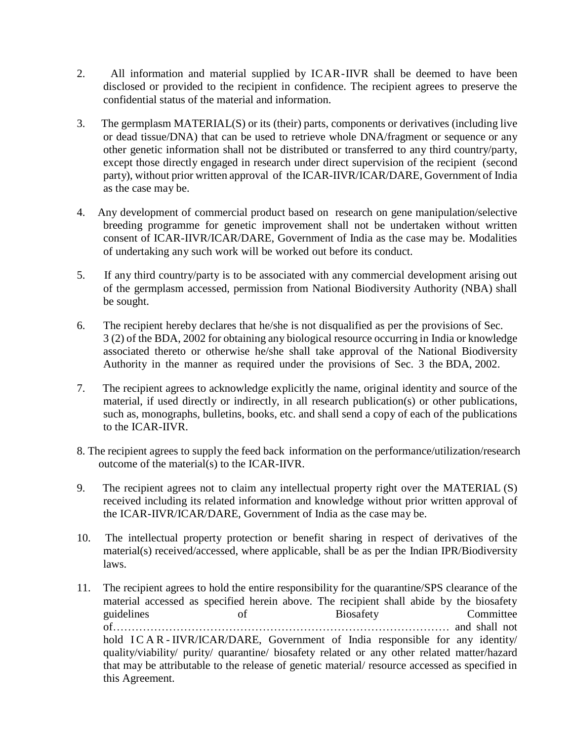2. All information and material supplied by ICAR-IIVR shall be deemed to have been disclosed or provided to the recipient in confidence. The recipient agrees to preserve the confidential status of the material and information.

3. The germplasm MATERIAL(S) or its (their) parts, components or derivatives (including live or dead tissue/DNA) that can be used to retrieve whole DNA/fragment or sequence or any other genetic information shall not be distributed or transferred to any third country/party, except those directly engaged in research under direct supervision of the recipient (second party), without prior written approval of the ICAR-IIVR/ICAR/DARE, Government of India as the case may be.

4. Any development of commercial product based on research on gene manipulation/selective breeding programme for genetic improvement shall not be undertaken without written consent of ICAR-IIVR/ICAR/DARE, Government of India as the case may be. Modalities of undertaking any such work will be worked out before its conduct.

5. If any third country/party is to be associated with any commercial development arising out of the germplasm accessed, permission from National Biodiversity Authority (NBA) shall be sought.

6. The recipient hereby declares that he/she is not disqualified as per the provisions of Sec. 3 (2) of the BDA, 2002 for obtaining any biological resource occurring in India or knowledge associated thereto or otherwise he/she shall take approval of the National Biodiversity Authority in the manner as required under the provisions of Sec. 3 the BDA, 2002.

7. The recipient agrees to acknowledge explicitly the name, original identity and source of the material, if used directly or indirectly, in all research publication(s) or other publications, such as, monographs, bulletins, books, etc. and shall send a copy of each of the publications to the ICAR-IIVR.

8. The recipient agrees to supply the feed back information on the performance/utilization/research outcome of the material(s) to the ICAR-IIVR.

9. The recipient agrees not to claim any intellectual property right over the MATERIAL (S) received including its related information and knowledge without prior written approval of the ICAR-IIVR/ICAR/DARE, Government of India as the case may be.

10. The intellectual property protection or benefit sharing in respect of derivatives of the material(s) received/accessed, where applicable, shall be as per the Indian IPR/Biodiversity laws.

11. The recipient agrees to hold the entire responsibility for the quarantine/SPS clearance of the material accessed as specified herein above. The recipient shall abide by the biosafety guidelines of Biosafety Committee of……………………………………………………………………………… and shall not hold ICAR-IIVR/ICAR/DARE, Government of India responsible for any identity/ quality/viability/ purity/ quarantine/ biosafety related or any other related matter/hazard that may be attributable to the release of genetic material/ resource accessed as specified in this Agreement.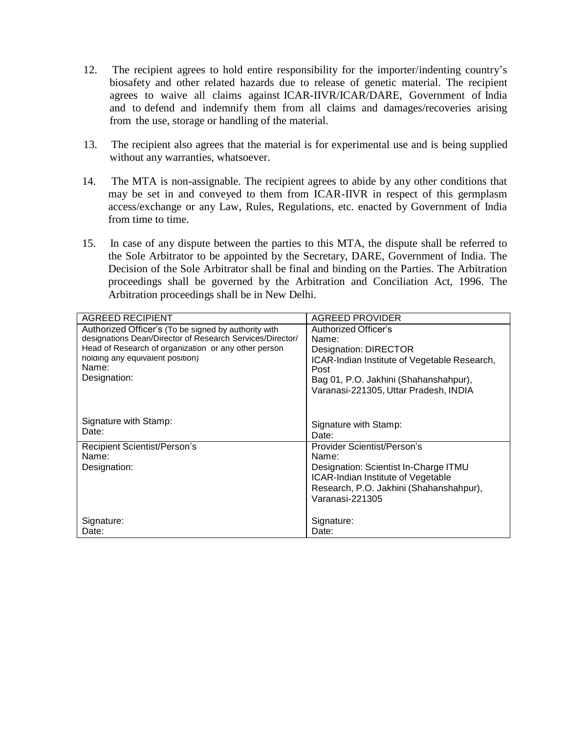12. The recipient agrees to hold entire responsibility for the importer/indenting country's biosafety and other related hazards due to release of genetic material. The recipient agrees to waive all claims against ICAR-IIVR/ICAR/DARE, Government of India and to defend and indemnify them from all claims and damages/recoveries arising from the use, storage or handling of the material.

13. The recipient also agrees that the material is for experimental use and is being supplied without any warranties, whatsoever.

14. The MTA is non-assignable. The recipient agrees to abide by any other conditions that may be set in and conveyed to them from ICAR-IIVR in respect of this germplasm access/exchange or any Law, Rules, Regulations, etc. enacted by Government of India from time to time.

15. In case of any dispute between the parties to this MTA, the dispute shall be referred to the Sole Arbitrator to be appointed by the Secretary, DARE, Government of India. The Decision of the Sole Arbitrator shall be final and binding on the Parties. The Arbitration proceedings shall be governed by the Arbitration and Conciliation Act, 1996. The Arbitration proceedings shall be in New Delhi.

| AGREED RECIPIENT | AGREED PROVIDER |
|---|---|
| Authorized Officer's (To be signed by authority with designations Dean/Director of Research Services/Director/ Head of Research of organization or any other person holding any equivalent position)<br>Name:<br>Designation:<br><br>Signature with Stamp:<br>Date: | Authorized Officer's<br>Name:<br>Designation: DIRECTOR<br>ICAR-Indian Institute of Vegetable Research, Post Bag 01, P.O. Jakhini (Shahanshahpur), Varanasi-221305, Uttar Pradesh, INDIA<br><br>Signature with Stamp:<br>Date: |
| Recipient Scientist/Person's<br>Name:<br>Designation:<br><br>Signature:<br>Date: | Provider Scientist/Person's<br>Name:<br>Designation: Scientist In-Charge ITMU<br>ICAR-Indian Institute of Vegetable Research, P.O. Jakhini (Shahanshahpur), Varanasi-221305<br><br>Signature:<br>Date: |